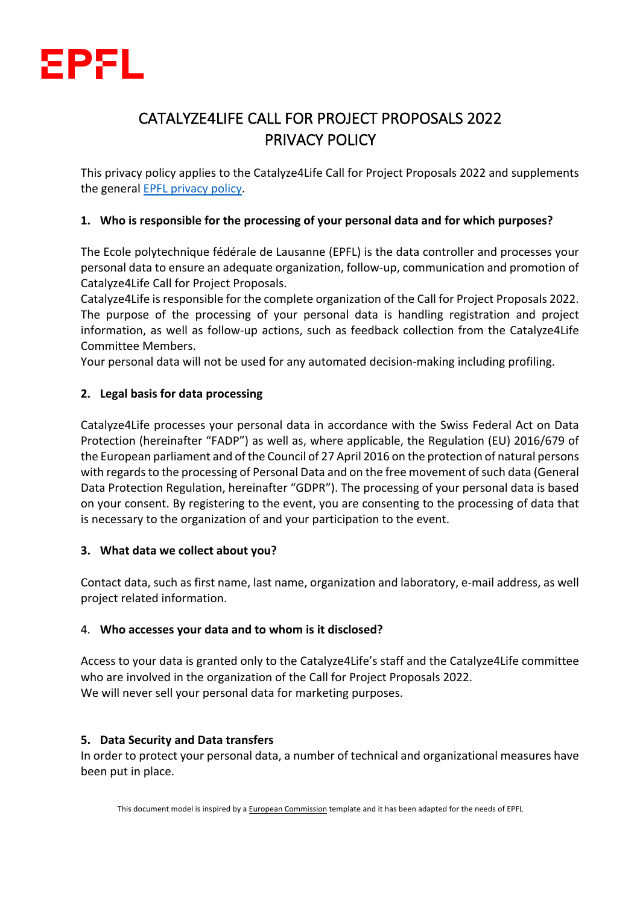EPFL

# CATALYZE4LIFE CALL FOR PROJECT PROPOSALS 2022
# PRIVACY POLICY

This privacy policy applies to the Catalyze4Life Call for Project Proposals 2022 and supplements the general [EPFL privacy policy](EPFL privacy policy).

## 1. Who is responsible for the processing of your personal data and for which purposes?

The Ecole polytechnique fédérale de Lausanne (EPFL) is the data controller and processes your personal data to ensure an adequate organization, follow-up, communication and promotion of Catalyze4Life Call for Project Proposals.
Catalyze4Life is responsible for the complete organization of the Call for Project Proposals 2022. The purpose of the processing of your personal data is handling registration and project information, as well as follow-up actions, such as feedback collection from the Catalyze4Life Committee Members.
Your personal data will not be used for any automated decision-making including profiling.

## 2. Legal basis for data processing

Catalyze4Life processes your personal data in accordance with the Swiss Federal Act on Data Protection (hereinafter "FADP") as well as, where applicable, the Regulation (EU) 2016/679 of the European parliament and of the Council of 27 April 2016 on the protection of natural persons with regards to the processing of Personal Data and on the free movement of such data (General Data Protection Regulation, hereinafter "GDPR"). The processing of your personal data is based on your consent. By registering to the event, you are consenting to the processing of data that is necessary to the organization of and your participation to the event.

## 3. What data we collect about you?

Contact data, such as first name, last name, organization and laboratory, e-mail address, as well project related information.

## 4. Who accesses your data and to whom is it disclosed?

Access to your data is granted only to the Catalyze4Life's staff and the Catalyze4Life committee who are involved in the organization of the Call for Project Proposals 2022.
We will never sell your personal data for marketing purposes.

## 5. Data Security and Data transfers

In order to protect your personal data, a number of technical and organizational measures have been put in place.

This document model is inspired by a European Commission template and it has been adapted for the needs of EPFL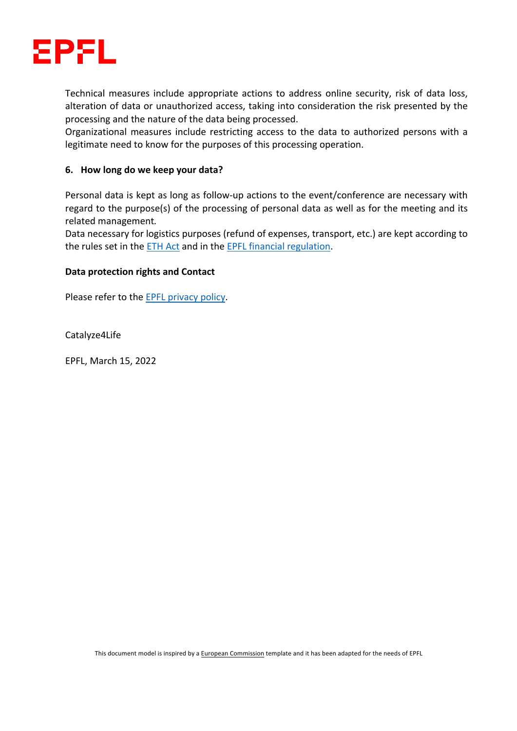Technical measures include appropriate actions to address online security, risk of data loss, alteration of data or unauthorized access, taking into consideration the risk presented by the processing and the nature of the data being processed.
Organizational measures include restricting access to the data to authorized persons with a legitimate need to know for the purposes of this processing operation.

## 6. How long do we keep your data?

Personal data is kept as long as follow-up actions to the event/conference are necessary with regard to the purpose(s) of the processing of personal data as well as for the meeting and its related management.
Data necessary for logistics purposes (refund of expenses, transport, etc.) are kept according to the rules set in the ETH Act and in the EPFL financial regulation.

## Data protection rights and Contact

Please refer to the EPFL privacy policy.

Catalyze4Life

EPFL, March 15, 2022

This document model is inspired by a European Commission template and it has been adapted for the needs of EPFL